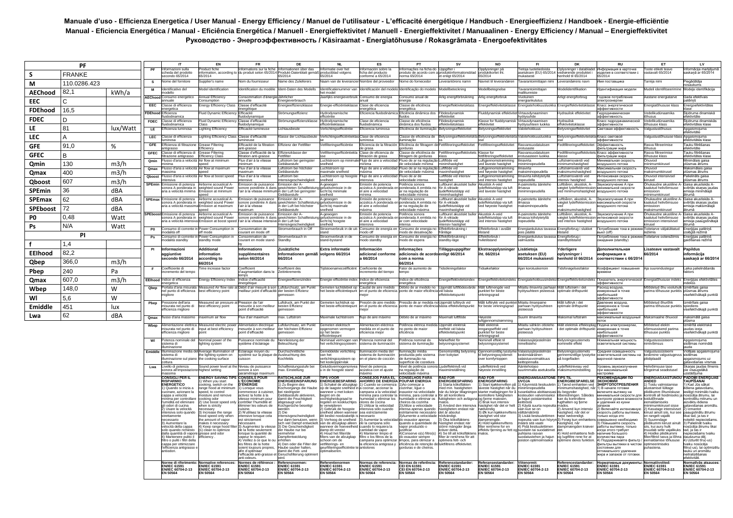# Manuale d'uso - Efficienza Energetica / User Manual - Energy Efficiency / Manuel de l'utilisateur - L'efficacité énergétique / Handbuch - Energieeffizienz / Handboek - Energie-efficiëntie
# Manual - Eficiencia Energética / Manual - Eficiência Energética / Manuell - Energieffektivitet / Manuell - Energieffektivitet / Manuaalinen - Energy Efficiency / Manual – Energieffektivitet
# Руководство - Энергоэффективность / Käsiraamat - Energiatõhususe / Rokasgrāmata - Energoefektivitātes

| PF | | |
|---|---|---|
| S | FRANKE | |
| M | 110.0286.423 | |
| AEChood | 82,1 | kWh/a |
| EEC | C | |
| FDEhood | 16,5 | |
| FDEC | D | |
| LE | 81 | lux/Watt |
| LEC | A | |
| GFE | 91,0 | % |
| GFEC | B | |
| Qmin | 130 | m3/h |
| Qmax | 400 | m3/h |
| Qboost | 607 | m3/h |
| SPEmin | 36 | dBA |
| SPEmax | 62 | dBA |
| SPEboost | 72 | dBA |
| P0 | 0,48 | Watt |
| Ps | N/A | Watt |
| PI | | |
| f | 1,4 | |
| EEIhood | 82,2 | |
| Qbep | 366,0 | m3/h |
| Pbep | 240 | Pa |
| Qmax | 607,0 | m3/h |
| Wbep | 148,0 | W |
| WI | 5,6 | W |
| Emiddle | 451 | lux |
| Lwa | 62 | dBA |

| | IT | EN | FR | DE | NL | ES | PT | SV | NO | FI | DK | RU | ET | LV |
|---|---|---|---|---|---|---|---|---|---|---|---|---|---|---|
| PF | Informazioni sulla scheda del prodotto secondo 65/2014 | Product fiche information, according to 65/2014 | Informations sur la fiche du produit selon 65/2014 | Informationen über das Produkt-Datenblatt gemäß 65/2014 | Informatie over het productblad volgens 65/2014 | Información sobre la ficha del producto conforme a 65/2014 | Informações na ficha do produto de acordo com a norma 65/2014 | Uppgifter i produktinformationsbladet enligt 65/2014 | Opplysninger på produktdatablad ifølge 65/2014 | Tietoja tuotetiedoista asetuksen (EU) 65/2014 mukaisesti | Oplysninger i databladet vedrørende produktet i henhold til 65/2014 | Информация в карточке изделия в соответствии с 65/2014 | Toote etiketi teave vastavalt 65/2014 | Informācija marķējumā saskaņā ar 65/2014 |
| S | Nome del fornitore | Supplier's name | Nom du fournisseur | Name des Zulieferers | Naam van de leverancier | Nombre del proveedor | Nome do fornecedor | Leverantörens namn | Navnet til leverandøren | Tavarantoimittajan nimi | Leverandørens navn | Имя поставщика | Tarnija nimi | Piegādātāja nosaukums |
| M | Identificativo del modello | Model identification | Identification du modèle | Ident-Daten des Modells | Identificatienummer van het model | Identificación del modelo | Identificação do modelo | Modellbeteckning | Modellbetegnelse | Tavarantoimittajan mallitunniste | Modelidentifikation | Идентификация модели | Mudeli identifitseerimine | Modeļa identifikācija |
| AEChood | Consumo energetico annuale | Annual Energy Consumption | Consommation d'énergie annuelle | Jährlicher Energieverbrauch | Jaarlijks energieverbruik | Consumo de energía anual | Consumo anual de energia | Årlig energiförbrukning | Årlig energiforbruk | Vuotuinen energiankulutus | Årligt energiforbrug | Годовое потребление электроэнергии | Aastane energiatarve | Gada efektīvais patēriņš |
| EEC | Classe di efficienza energetica | Energy Efficiency Class | Classe d'efficacité énergétique | Energieeffizienzklasse | Energie-efficiëntieklasse | Clase de eficiencia energética | Classe de eficiência energética | Energieffektivitetsklass | Energieffektivitetsklasse | Energiatehokkuusluokka | Energieffektivitetsklasse | Класс энергетической эффективности | Energiatõhususe klass | Energoefektivitātes klase |
| FDEhood | Efficienza fluidodinamica | Fluid Dynamic Efficiency | Efficacité fluidodynamique | Strömungseffizienz | Hydrodynamische efficiëntie | Eficiencia fluidodinámica | Eficiência dinâmica dos fluidos | Flödesdynamisk effektivitet | Fluiddynamisk effektivitet | Virtausdynaaminen hyötysuhde | Hydraulisk effektivitet | Гидродинамическая эффективность | Vedelikudünaamika tõhusus | Šķidruma dinamiskā efektivitāte |
| FDEC | Classe di efficienza fluidodinamica | Fluid Dynamic Efficiency Class | Classe d'efficacité fluidodynamique | Strömungseffizienzklasse | Hydrodynamische efficiëntieklasse | Clase de eficiencia fluidodinámica | Classe de eficiência dinâmica dos fluidos | Flödesdynamisk effektivitetsklass | Klasse for fluiddynamisk effektivitet | Virtausdynaamisen hyötysuhteen luokka | Hydraulisk effektivitetsklasse | Класс гидродинамической эффективности | Vedelikudünaamika tõhususe klass | Šķidruma dinamiskās efektivitātes klase |
| LE | Efficienza luminosa | Lighting Efficiency | Efficacité lumineuse | Lichtausbeute | Verlichtingsefficiëntie | Eficiencia luminosa | Eficiência de iluminação | Belysningseffektivitet | Belysningseffektivitet | Valotehokkuus | Belysningseffektivitet | Световая эффективность | Valgustustõhusus | Apgaismojuma efektivitāte |
| LEC | Classe di efficienza luminosa | Lighting Efficiency Class | Classe d'efficacité lumineuse | Klasse der Lichtausbeute | Verlichtingsefficiëntieklasse | Clase de eficiencia luminosa | Classe de eficiência de iluminação | Belysningseffektivitetsklasse | Belysningseffektivitetsklasse | Valotehokkuusluokka | Belysningseffektivitetsklasse | Класс световой эффективности | Valgustustõhususe klass | Apgaismojuma efektivitātes klase |
| GFE | Efficienza di filtrazione antigrasso | Grease Filtering Efficiency | Efficacité de la filtration anti-graisse | Effizienz der Fettfilter | Vetfilteringsefficiëntie | Eficiencia de la filtración de grasa | Eficiência de filtragem de gorduras | Fettfiltreringseffektivitet | Fettfiltreringseffektivitet | Rasvansuodatuksen erotusaste | Fedtfiltreringseffektivitet | Эффективность фильтрации жира | Rasva filtreerimise tõhusus | Taukū filtrēšanas efektivitāte |
| GFEC | Classe di efficienza di filtrazione antigrasso | Grease Filtering Efficiency Class | Classe d'efficacité de la filtration anti-graisse | Effizienzklasse der Fettfilter | Vetfilteringsefficiëntieklasse | Clase de eficiencia de filtración de grasa | Classe de eficiência de filtragem de gorduras | Fettfiltreringseffektivitetsklasse | Fettfiltreringseffektivitetsklasse | Rasvansuodatuksen erotusasteen luokka | Fedtfiltreringseffektivitetsklasse | Класс эффективности фильтрации жира | Rasva filtreerimise tõhususe klass | Taukū filtrēšanas efektivitātes klase |
| Qmin | Flusso d'aria a velocità minima | Air flow at minimum speed | Flux d'air à la vitesse minimum | Luftstrom bei geringster Gebläsestufe | Luchtstroom op minimale snelheid | Flujo de aire a velocidad mínima | Fluxo de ar na regulação de velocidade mínima | Luftflöde vid minimihastighet | Luftgjennomstrømming ved laveste hastighet | Ilmavirta miniminopeudella | Luftstrømsværdi ved minimumshastighed | Минимальная скорость воздушного потока | Õhuvool miinimumkiirusel | Minimālais gaisa plūsmas ātrums |
| Qmax | Flusso d'aria a velocità massima | Air flow at maximum speed | Flux d'air à la vitesse maximum | Luftstrom bei höchster Gebläsestufe | Luchtstroom op maximale snelheid | Flujo de aire a velocidad máxima | Fluxo de ar na regulação de velocidade máxima | Luftflöde vid maximihastighet | Luftgjennomstrømming ved høyeste hastighet | Ilmavirta maksiminopeudella | Luftstrømsværdi ved maksimumshastighed | Максимальная скорость воздушного потока | Õhuvool maksimumkiirusel | Maksimālais gaisa plūsmas ātrums |
| Qboost | Flusso d'aria a velocità intensiva | Air flow at boost speed | Flux d'air à la vitesse intensive | Luftstrom bei Intensivgeschwindigkeit | Luchtstroom op hoogste snelheid | Flujo de aire a velocidad intensiva | Fluxo de ar de velocidade intensiva | Luftflöde vid intensiv hastighet | Luftgjennomstrømming ved intensiv hastighet | Ilmavirta kiihdytetyllä nopeudella | Luftstrømsværdi ved intensiv hastighed | Интенсивная скорость воздушного потока | Õhuvool intensiivsel kiirusel | Palielināts gaisa plūsmas ātrums |
| SPEmin | Emissione di potenza sonora A ponderata in aria a velocità minima | Airborne acoustical A-weighted sound Power Emission at minimum speed | Émission de puissance sonore pondérée A dans l'air à la vitesse minimum | Emission der A-gewichteten Schallleistung in der Luft bei geringster Gebläsestufe | A-gewogen geluidsemissie in de lucht bij minimale snelheid | Emisión de potencia acústica A ponderada en el aire a velocidad mínima | Potência sonora ponderada A emitida no ar na regulação de velocidade mínima | Luftburet akustiskt buller för A-viktade ljudeffektutsläpp vid lägsta hastighet | Akustisk A-veid lydeffektutslipp via luft ved laveste hastighet | A-painotettu ääniteho ilmassa miniminopeudella | Luftbåren, akustisk, A-vægtet lydeffektemission ved minimumshastighed | Звукоизлучение A при минимальной скорости воздушного потока | Õhukaudne akustiline A-kaalutud helivõimsuse emissioon miinimumkiirusel | Gaisa akustiskās A-svērtās skaņas jaudas emisija minimālajā ātrumā |
| SPEmax | Emissione di potenza sonora A ponderata in aria a velocità massima | Airborne acoustical A-weighted sound Power Emission at maximum speed | Émission de puissance sonore pondérée A dans l'air à la vitesse maximum | Emission der A-gewichteten Schallleistung in der Luft bei höchster Gebläsestufe | A-gewogen geluidsemissie in de lucht bij maximale snelheid | Emisión de potencia acústica A ponderada en el aire a velocidad máxima | Potência sonora ponderada A emitida no ar na regulação de velocidade máxima | Luftburet akustiskt buller för A-viktade ljudeffektutsläpp vid högsta hastighet | Akustisk A-veid lydeffektutslipp via luft ved høyeste hastighet | A-painotettu ääniteho ilmassa maksiminopeudella | Luftbåren, akustisk, A-vægtet lydeffektemission ved maksimumshastighed | Звукоизлучение A при максимальной скорости воздушного потока | Õhukaudne akustiline A-kaalutud helivõimsuse emissioon maksimumkiirusel | Gaisa akustiskās A-svērtās skaņas jaudas emisija maksimālajā ātrumā |
| SPEboost | Emissione di potenza sonora A ponderata in aria a velocità intensiva | Airborne acoustical A-weighted sound Emission at boost speed | Émission de puissance sonore pondérée A dans l'air à la vitesse intensive | Emission der A-gewichteten Schallleistung in der Luft bei Intensivgeschwindigkeit | A-gewogen geluidsemissie in de lucht bij hoogste snelheid | Emisión de potencia acústica A ponderada en el aire a velocidad intensiva | Potência sonora ponderada A emitida no ar de velocidade intensa | Luftburet akustiskt buller för A-viktade ljudeffektutsläpp vid intensiv hastighet | Akustisk A-veid lydeffektutslipp via luft ved intensiv hastighet | A-painotettu ääniteho ilmassa kiihdytetyllä nopeudella | Luftbåren, akustisk, A-vægtet lydeffektemission ved intensiv hastighed | Звукоизлучение A при интенсивной скорости воздушного потока | Õhukaudne akustiline A-kaalutud helivõimsuse emissioon intensiivsel kiirusel | Gaisa akustiskās A-svērtās skaņas jaudas emisija palielinātajā ātrumā |
| P0 | Consumo di corrente in modalità off | Power Consumption in off mode | Consommation de courant en mode off | Stromverbrauch in Off | Stroomverbruik in de uit-stand | Consumo de energía en modo apagado | Consumo de energia no modo de desativação | Effektförbrukning i frånläge | Effektforbruk i avslått tilstand | Energiankulutus tavassa pois päältä | Energiforbrug i slukket tilstand | Потребление тока в режиме выкл (off) | Toitetarve välja lülitatud režiimis | Enerģijas patēriņš izslēgtā režīmā |
| Ps | Consumo di corrente in modalità standby | Power Consumption in standby mode | Consommation de courant en mode stand-by | Stromverbrauch in Standby | Stroomverbruik in stand-bystand | Consumo de energía en modo standby | Consumo de energia no modo de espera | Effektförbrukning i standby-läge | Effektforbruk i hviletilstand | Energiankulutus tavassa valmiustila | Energiforbrug i standbytilstand | Потребление тока в режиме ожидания (standby) | Toitetarve ooterežiimis | Enerģijas patēriņš gaidīšanas režīmā |
| PI | **Informazioni aggiuntive secondo 66/2014** | **Additional information according to 66/2014** | **Informations supplémentaires selon 66/2014** | **Zusätzliche Informationen gemäß 66/2014** | **Extra informatie volgens 66/2014** | **Información adicional conforme a 66/2014** | **Informações adicionais de acordo com a norma 66/2014** | **Tilläggsuppgifter enligt 66/2014** | **Ekstraopplysninger iht. 66/2014** | **Lisätietoja asetuksen (EU) 66/2014 mukaisesti** | **Yderligere oplysninger i henhold til 66/2014** | **Дополнительная информация в соответствии с 66/2014** | **Lisateave vastavalt 66/2014** | **Papildus informācija saskaņā ar 66/2014** |
| f | Coefficiente di incremento del tempo | Time increase factor | Coefficient d'augmentation dans le temps | Koeffizient des Zeitinkrements | Tijdstoenamecoëfficiënt | Coeficiente de incremento del tiempo | Fator de aumento de tempo | Tidsökningsfaktor | Tidsøkefaktor | Ajan korotuskerroin | Tidsforøgelsesfaktor | Коэффициент повышения времени | Aja suurendustegur | Laika palielināšanās faktors |
| EEIhood | Indice di efficienza energetica | Energy Efficiency Index | Indice d'efficacité énergétique | Energieeffizienzindex | Energie-efficiëntie-index | Índice de eficiencia energética | Índice de eficiência energética | Energieffektivitetsindex | Energieffektivitetsindeks | Energiatehokkuusindeksi | Energieffektivitetsindeks | Показатель энергетической эффективности | Energiatõhususe indeks | Enerģijas efektivitātes indekss |
| Qbep | Portata d'aria misurata nel punto di efficienza migliore | Measured Air flow rate at best efficiency point | Débit d'air mesuré à son meilleur point d'efficacité | Luftdurchsatz, am Punkt der besten Effizienz gemessen | Gemeten luchtdebiet op het beste-efficiëntiepunt | Caudal de aire medido en el punto de eficiencia mejor | Débito de ar medido no ponto de maior eficiência | Uppmätt luftflödesvärde vid bästa effektivitetspunkt | Målt luftmengde ved punktet for beste virkningsgrad | Mitattu ilmavirta parhaan hyötysuhteen pisteessä | Målt luftstrøm i det optimale driftspunkt | Расход воздуха, измеренный в точке наибольшей эффективности | Mõõdetud õhu voolukiirus parima tõhususe punktis | Izmērītais gaisa plūsmas ātrums visefektīvākajā punktā |
| Pbep | Pressione dell'aria misurata nel punto di efficienza migliore | Measured air pressure at best efficiency point | Pression de l'air mesurée à son meilleur point d'efficacité | Luftdruck, am Punkt der besten Effizienz gemessen | Gemeten luchtdruk op het beste-efficiëntiepunt | Presión de aire medido en el punto de eficiencia mejor | Pressão de ar medida no ponto de maior eficiência | Uppmätt lufttryck vid bästa effektivitetspunkt | Målt lufttrykk ved punktet for beste virkningsgrad | Mitattu ilmanpaine parhaan hyötysuhteen pisteessä | Målt lufttryk i det optimale driftspunkt | Давление воздуха, измеренное в точке наибольшей эффективности | Mõõdetud õhurõhk parima tõhususe punktis | Izmērītais gaisa spiediens visefektīvākajā punktā |
| Qmax | flusso d'aria massimo | maximum air flow | Flux d'air maximum | max. Luftstrom | Maximale luchtstroom | flujo de aire máximo | Débito de ar máximo | Maximalt luftflöde | Høyeste luftgjennomstrømning | Suurin ilmavirta | Maksimal luftstrøm | Максимальный воздушный поток | Maksimaalne õhuvool | maksimālā gaisa plūsma |
| Wbep | Alimentazione elettrica misurata nel punto di efficienza migliore | Measured electric power input at best efficiency point | Alimentation électrique mesurée à son meilleur point d'efficacité | Luftdurchsatz, am Punkt der höchsten Effizienz gemessen | Gemeten elektrisch opgenomen vermogen op het beste-efficiëntiepunt | Alimentación eléctrica medida en el punto de eficiencia mejor | Potência eléctrica medida no ponto de maior eficiência | Uppmätt ineffekt vid bästa effektivitetspunkt | Målt elektrisk inngangseffekt ved punktet for beste virkningsgrad | Mitattu sähkön ottoteho parhaan hyötysuhteen pisteessä | Målt elektrisk effektoptag i det optimale driftspunkt | Подача электроэнергии, измеренная в точке наибольшей эффективности | Mõõdetud elektri võimsussisend parima tõhususe punktis | Izmērītā elektriskā jaudas ieeja visefektīvākajā punktā |
| WI | Potenza nominale del sistema di illuminazione | Nominal power of the lighting system | Puissance nominale du système d'éclairage | Nennleistung der Beleuchtung | Nominaal vermogen van het verlichtingssysteem | Potencia nominal del sistema de iluminación | Potência nominal do sistema de iluminação | Märkeffekt för belysningssystemet | Nominell effekt til belysningssystemet | Valaistusjärjestelmän nimellisteho | Belysningssystemets nominelle effekt | Номинальная мощность осветительной системы | Valgustussüsteemi nimivõimsus | Apgaismojuma sistēmas nominālā jauda |
| Emiddle | Illuminazione media del sistema di illuminazione sul piano cottura | Average illumination of the lighting system on the cooking surface | Éclairage moyen du système sur la plaque de cuisson | Durchschnittliche Ausleuchtung des Kochfelds | Gemiddelde verlichting van het verlichtingssysteem op het kookoppervlak | Iluminación media del sistema de iluminación en el plano de cocción | Iluminação média produzida pelo sistema de iluminação na superfície de cozedura | Genomsnittlig belysning av kokytan | Gjennomsnittlig lysstyrke til belysningssystemet over komfyrtoppen | Valaistusjärjestelmän keskimääräinen valaistusvoimakkuus keittopinnalla | Belysningssystemets gennemsnitlige lysstyrke på kogefladen | Средняя освещенность осветительной системы на варочной панели | Valgustussüsteemi keskmine valgustugevus pliidiplaadil | Vidējais apgaismojums plītsvirsmā |
| Lwa | Livello di potenza sonora all'impostazione più alta | Sound power level at the highest setting | Niveau de puissance sonore à son paramétrage maximum | Schallleistungsstufe bei max. Einstellung | Geluidsvermogensniveau in de hoogste stand | Nivel de potencia acústica con el ajuste máximo | Nível de potência sonora na regulação de velocidade máxima | Ljudeffektnivå vid maximiinställning | Lydeffektnivå ved høyeste innstilling | Äänitehotaso suurimmalla asetuksella | Lydeffektniveau ved maksimumsindstilling | Уровень звукоизлучения при максимальной настройке | Helivõimsuse tase kõrgeimal seadistusel | Skaņas jaudas līmenis pie visaugstākā iestatījuma |
| | **CONSIGLI PER IL RISPARMIO ENERGETICO** 1) Quando si inizia a cucinare, azionare la cappa a velocità minima per controllare l'umidità ed eliminare gli odori di cucina 2) Usare la velocità intensiva solo quando strettamente necessario 3) Aumentare la velocità della cappa solo quando richiesto dalla quantità di vapore 4) Mantenere pulito il filtro o puliti i filtri della cappa per ottimizzare l'efficienza antigrasso e antiodori. | **ENERGY SAVING TIPS** 1) When you start cooking, switch on the range hood at minimum speed, to control moisture and remove cooking odor 2) Use boost speed only when is strictly necessary 3) Increase the range hood speed only when the amount of vapor makes it necessary 4) Keep range hood filter(s) clean to optimize grease and odor efficiency. | **CONSEILS POUR L'ÉCONOMIE D'ÉNERGIE** | **RATSCHLÄGE ZUR ENERGIEEINSPARUNG** | **TIPS VOOR ENERGIEBESPARING** | **CONSEJOS PARA EL AHORRO DE ENERGÍA** | **CONSELHOS PARA POUPAR ENERGIA** | **RÅD FÖR ENERGIBESPARING** | **RÅD FOR ENERGISPARING** | **ENERGIANSAASTON OHJEITA** | **TIPS TIL ENERGIBESPARELSE** | **РЕКОМЕНДАЦИИ ПО ЭНЕРГОСБЕРЕЖЕНИЮ** | **ENERGIASÄÄSTUNÕUANDED** | **ENERĢIJAS TAUPĪŠANAI** |
| | **Norme di riferimento: EN/IEC 61591 EN/IEC 60704-2-13 EN 50564** | **Normative references: EN/IEC 61591 EN/IEC 60704-2-13 EN 50564** | **Normes de référence : EN/IEC 61591 EN/IEC 60704-2-13 EN 50564** | **Referenznormen: EN/IEC 61591 EN/IEC 60704-2-13 EN 50564** | **Referentienormen: EN/IEC 61591 EN/IEC 60704-2-13 EN 50564** | **Normas de referencia: EN/IEC 61591 EN/IEC 60704-2-13 EN 50564** | **Normas de referência: CEI EN 61591 CEI EN 60704-2-13 EN 50564** | **Referensstandarder: EN/IEC 61591 EN/IEC 60704-2-13 EN 50564** | **Referansestandarder: EN/IEC 61591 EN/IEC 60704-2-13 EN 50564** | **Viitenormit: EN/IEC 61591 EN/IEC 60704-2-13 EN 50564** | **Referencestandarder: EN/IEC 61591 EN/IEC 60704-2-13 EN 50564** | **Нормативные документы: EN/IEC 61591 EN/IEC 60704-2-13 EN 50564** | **Normatiivviited: EN/IEC 61591 EN/IEC 60704-2-13 EN 50564** | **Normatīvās atsauces: EN/IEC 61591 EN/IEC 60704-2-13 EN 50564** |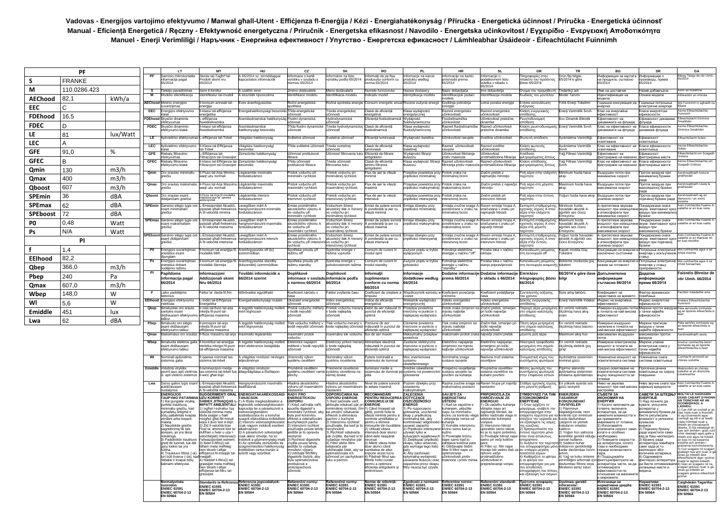# Vadovas - Energijos vartojimo efektyvumo / Manwal għall-Utent - Effiċjenza fl-Enerġija / Kézi - Energiahatékonyság / Příručka - Energetická účinnost / Príručka - Energetická účinnosť
# Manual - Eficiență Energetică / Ręczny - Efektywność energetyczna / Priručnik - Energetska efikasnost / Navodilo - Energetska učinkovitost / Εγχειρίδιο - Ενεργειακή Αποδοτικότητα
# Manuel - Enerji Verimliliği / Наръчник - Енергийна ефективност / Упутство - Енергетска ефикасност / Lámhleabhar Úsáideoir - Éifeachtúlacht Fuinnimh

| PF | | |
|---|---|---|
| S | FRANKE | |
| M | 110.0286.423 | |
| AEChood | 82,1 | kWh/a |
| EEC | C | |
| FDEhood | 16,5 | |
| FDEC | D | |
| LE | 81 | lux/Watt |
| LEC | A | |
| GFE | 91,0 | % |
| GFEC | B | |
| Qmin | 130 | m3/h |
| Qmax | 400 | m3/h |
| Qboost | 607 | m3/h |
| SPEmin | 36 | dBA |
| SPEmax | 62 | dBA |
| SPEboost | 72 | dBA |
| P0 | 0,48 | Watt |
| Ps | N/A | Watt |
| **PI** | | |
| f | 1,4 | |
| EElhood | 82,2 | |
| Qbep | 366,0 | m3/h |
| Pbep | 240 | Pa |
| Qmax | 607,0 | m3/h |
| Wbep | 148,0 | W |
| Wl | 5,6 | W |
| Emiddle | 451 | lux |
| Lwa | 62 | dBA |

| | LT | MT | HU | CZ | SK | RO | PL | HR | SL | GR | TR | BG | SR | GA |
|---|---|---|---|---|---|---|---|---|---|---|---|---|---|---|
| PF | Gaminio mikrorortelės informacija pagal 65/2014 | Skeda tat-Tagħrif tal-Prodott skont nru 65/2014 | A 65/2014 sz. termékadatlap kapcsolatos információk | Informace o kartě výrobku v souladu s normou 65/2014 | Informácie na liste výrobku podľa 65/2014 | Informații de pe fișa produsului conform cu norma 65/2014 | Informacje na karcie produktu według 65/2014 | Informacije na kartici proizvoda prema 65/2014 | Informacije o podatkovnem listu izdelka v skladu s 65/2014 | Πληροφορίες στην πλακέτα του προϊόντος βάσει 65/2014 | Ürün fişi bilgisi, 65/2014'e göre | Информация за картата на продукта, съгласно 65/2014 | Информације о производу, према 65/2014 | Bileog Táirge de réir Uimh. 65/2014 |
| S | Tiekėjo pavadinimas | Isem il-fornitur | A szállító neve | Jméno dodavatele | Meno dodávateľa | Numele furnizorului | Nazwa dostawcy | Naziv dobavljača | Ime dobavitelja | Όνομα του προμηθευτή | Tedarikçi adı | Име на доставчик | Назив добављача | Ainm an tsoláthraí |
| M | Modelio identifikacija | Identifikatur tal-mudell | A készülék típusszáma | Identifikace modelu | Identifikácia modelu | Indicativ model | Identyfikacja modelu | Identifikacijski podaci modela | Identifikacija modela | Κωδικός του μοντέλου | Model Tanımı | Идентификация на модела | Ознака модела | Aitheantóir an mhúnla |
| AEChood | Metinis energijos suvartojimas | Il-konsum annwali tal-enerġija | Éves áramfogyasztás | Roční energetická spotřeba | Ročná spotreba energie | Consum energetic anual | Roczne zużycie energii | Godišnja potrošnja energije | Letna poraba energije | Ετήσια κατανάλωση ενέργειας | Yıllık Enerji Tüketimi | Годишна консумация на енергия | Годишња потрошња електричне енергије | Ídiú Fuinnimh in aghaidh na Bliana |
| EEC | Energijos efektyvumo klasė | Il-klassi tal-effiċjenza enerġetika | Energiahatékonysági besorolás | Třída energetické účinnosti | Trieda energetickej účinnosti | Clasă de eficiență energetică | Klasa wydajności energetycznej | Razred energetske učinkovitosti | Razred energetske učinkovitosti | Κλάση ενεργειακής απόδοσης | Enerji Verimlilik Sınıfı | Клас на енергийна ефективност | Класа енергетске ефикасности | Aicme Éifeachtúlachta Fuinnimh |
| FDEhood | Skysčio dinaminis efektyvumas | L-effiċjenza fluwidodinamika | Áramlásdinamikai hatékonyság | Fluidní dynamická účinnost | Hydrodynamická účinnosť | Eficiență fluidodinamică | Wydajność fluidodynamiczna | Fluidodinamička učinkovitost | Učinkovitost pretočne dinamike | Ρευστοδυναμική απόδοση | Sıvı Dinamik Etkinlik | Ефективност на динамиката на флуида | Ефикасност динамике флуида | Éifeachtúlacht Dinimice Sreabhán |
| FDEC | Skysčio dinaminio efektyvumo klasė | Il-klassi tal-effiċjenza fluwidodinamika | Áramlásdinamikai hatékonysági besorolás | Třída fluidní dynamické účinnosti | Trieda hydrodynamickej účinnosti | Clasă de eficiență fluidodinamică | Klasa wydajności fluidodynamicznej | Razred fluidodinamičke učinkovitosti | Razred učinkovitosti pretočne dinamike | Κλάση ρευστοδυναμικής απόδοσης | Enerji Verimlilik Sınıfı | Клас на ефективност на динамиката на флуида | Класа ефикасности динамике флуида | Aicme Éifeachtúlachta Dinimice Sreabhán |
| LE | Apšvietimo efektyvumas | L-effiċjenza tad-dawl | Világítási hatékonyság | Světelná účinnost | Svetelná účinnosť | Eficiență luminoasă | Wydajność świetlna | Učinkovitost rasvjete | Svetilna učinkovitost | Φωτεινή απόδοση | Aydınlatma Verimliliği | Ефективност на осветяване | Ефикасност осветљења | Éifeachtúlacht Solais |
| LEC | Apšvietimo efektyvumo klasė | Il-klassi tal-effiċjenza tad-dawl | Világítási hatékonysági besorolás | Třída světelné účinnosti | Trieda svetelnej účinnosti | Clasă de eficiență luminoasă | Klasa wydajności świetlnej | Razred učinkovitosti rasvjete | Razred svetilne učinkovitosti | Κλάση φωτεινής απόδοσης | Aydınlatma Verimlilik Sınıfı | Клас на ефективност на осветяване | Класа ефикасности осветљења | Aicme Éifeachtúlachta Solais |
| GFE | Riebalų filtravimo efektyvumas | L-effiċjenza tal-filtrazzjoni tal-grass | Zsírszűrési hatékonyság | Účinnost protitukové filtrace | Účinnosť filtrovania tuku | Eficiență de filtrare antigrăsimi | Wydajność filtracji tłuszczu | Učinkovitost filtriranja protiv masnoće | Učinkovitost protimaščobne filtracije | Απόδοση φιλτραρίσματος λίπους | Yağ Filtresi Verimliliği | Ефективност на филтриране на мазнини | Ефикасност филтрирања масти | Éifeachtúlacht um Scagadh Gréisce |
| GFEC | Riebalų filtravimo efektyvumo klasė | Il-klassi tal-effiċjenza tal-filtrazzjoni tal-grass | Zsírszűrési hatékonysági besorolás | Třída účinnosti protitukové filtrace | Trieda účinnosti filtrovania tuku | Clasă de eficiență pentru filtrarea antigrăsimi | Klasa wydajności filtracji tłuszczu | Razred učinkovitosti filtriranja protiv masnoće | Razred učinkovitosti protimaščobne filtracije | Κλάση απόδοσης φιλτραρίσματος λίπους | Yağ Filtresi Verimlilik Sınıfı | Клас на ефективност на филтриране на мазнини | Класа ефикасности филтрирања масти | Aicme Éifeachtúlachta um Scagadh Gréisce |
| Qmin | Oro srautas minimaliu greičiu | Il-fluss tal-arja minimu | Légáramlás minimális fordulatszámon | Průtok vzduchu při minimální rychlosti | Prietok vzduchu pri minimálnej rýchlosti | Flux de aer la viteză minimă | Przepływ powietrza przy prędkości minimalnej | Protok zraka na minimalnoj brzini | Zračni pretok z najmanjšo hitrostjo | Ροή αέρα στην ελάχιστη ταχύτητα | Minimum hızda hava akışı | Въздушен поток при минимална скорост | Проток ваздуха при минималној брзини рада | Aershreabhadh tiosta le gnáthluas |
| Qmax | Oro srautas maksimaliu greičiu | Il-fluss tal-arja massimu | Légáramlás maximális fordulatszámon | Průtok vzduchu při maximální rychlosti | Prietok vzduchu pri maximálnej rýchlosti | Flux de aer la viteză maximă | Przepływ powietrza przy prędkości maksymalnej | Protok zraka na maksimalnoj brzini | Zračni pretok z največjo hitrostjo | Ροή αέρα στη μέγιστη ταχύτητα | Maximum hızda hava akışı | Въздушен поток при максимална скорост | Проток ваздуха при максималној брзини рада | Aershreabhadh uasta le gnáthluas |
| Qboost | Oro srautas esant didėjančiam greičiui | Il-fluss tal-arja fil-modalità intensiva | Légáramlás intenzív fordulatszámon | Průtok vzduchu při intenzivní rychlosti | Prietok vzduchu pri intenzívnej rýchlosti | Flux de aer la viteză intensivă | Przepływ powietrza przy prędkości intensywnej | Protok zraka na intenzivnoj brzini | Zračni pretok pri intenzivni hitrosti | Ροή αέρα στην έντονη ταχύτητα | Yoğun hızda hava akışı | Въздушен поток при усилена скорост | Проток ваздуха при појачаној брзини рада | Aershreabhadh ag dianluas / an socrú treisithe |
| SPEmin | Garsinio slėgio lygis esant minimaliam greičiui | L-Emissjonijiet Akustiči, ippeżati għall-frekwenza A fil-veloċità minima | Levegőben mért A hangnyomásszint minimális fordulatszámon | Emise průměrného akustického výkonu A do vzduchu při minimální rychlosti | Vzduchom šírený akustický tlak A merený vo vzduchu pri minimálnej rýchlosti | Emisii de putere sonoră A ponderată la aer cu viteză minimă | Emisja dźwięku przy prędkości minimalnej | Emisija zvučne snage A-značenja u zraku na minimalnoj brzini | Raven emisije hrupa A, izračunana v zraku pri najmanjši hitrosti | Εκπομπή σταθμισμένης ηχητικής ισχύος Α στον αέρα στην ελάχιστη ταχύτητα | Minimum hızda havadaki akustik A-ağırlıklı ses Gücü Emisyonu | А-претеглена звукова мощност при излъчване в атмосферата при минимална скорост | Пондерисана снага звука емитоване кроз ваздух при минималној брзини | Astú Cumhachta Fuaime A-ualaithe ar an luas íosta |
| SPEmax | Garsinio slėgio lygis esant maksimaliam greičiui | L-Emissjonijiet Akustiči, ippeżati għall-frekwenza A fil-veloċità massima | Levegőben mért A hangnyomásszint maximális fordulatszámon | Emise průměrného akustického výkonu A do vzduchu při maximální rychlosti | Vzduchom šírený akustický tlak A merený vo vzduchu pri maximálnej rýchlosti | Emisii de putere sonoră A ponderată la aer cu viteză maximă | Emisja dźwięku przy prędkości maksymalnej | Emisija zvučne snage A-značenja u zraku na maksimalnoj brzini | Raven emisije hrupa A, izračunana v zraku pri največji hitrosti | Εκπομπή σταθμισμένης ηχητικής ισχύος Α στον αέρα στη μέγιστη ταχύτητα | Maksimum hızda havadaki akustik A-ağırlıklı ses Gücü Emisyonu | А-претеглена звукова мощност при излъчване в атмосферата при максимална скорост | Пондерисана снага звука емитоване кроз ваздух при максималној брзини | Astú Cumhachta Fuaime A-ualaithe ar an luas uasta |
| SPEboost | Garsinio slėgio lygis esant didėjančiam greičiui | L-Emissjonijiet Akustiči, ippeżati għall-frekwenza A fil-veloċità intensiva | Levegőben mért A hangnyomásszint intenzív fordulatszámon | Emise průměrného akustického výkonu A do vzduchu při intenzivní rychlosti | Vzduchom šírený akustický tlak A merený vo vzduchu pri intenzívnej rýchlosti | Emisii de putere sonoră A ponderată la aer cu viteză intensivă | Emisja dźwięku przy prędkości intensywnej | Emisija zvučne snage A-značenja u zraku na intenzivnoj brzini | Raven emisije hrupa A, izračunana v zraku pri intenzivni hitrosti | Εκπομπή σταθμισμένης ηχητικής ισχύος Α στον αέρα στην έντονη ταχύτητα | Yoğun hızda havadaki akustik A-ağırlıklı ses Gücü Emisyonu | А-претеглена звукова мощност при излъчване в атмосферата при усилена скорост | Пондерисана снага звука емитоване кроз ваздух при појачаној брзини | Astú Cumhachta Fuaime A-ualaithe ar an dianluas / an socrú treisithe |
| P0 | Energijos suvartojimas prietaisui esant išjungtam | Il-konsum tal-enerġija fil-modalità Mitfi | Áramfogyasztás off (ki) üzemmódban | Spotřeba proudu při režimu off | Spotreba energie v režime vypnutia | Consum de curent în modul oprit | Zużycie prądu w trybie wyłączonym | Potrošnja električne energije u načinu "off" | Poraba toka v načinu izklopa | Κατανάλωση ρεύματος στη λειτουργία off | Kapalı modda Güç Tüketimi | Консумация на енергия в изключено състояние | Потрошња електричне енергије у искљученом стању | Ídiú cumhachta agus é sa mhód múchta |
| Ps | Energijos suvartojimas prietaisui dirbant budėjimo režimu | Il-konsum tal-enerġija fil-modalità Stennija | Áramfogyasztás standby (készenléti) üzemmódban | Spotřeba proudu při režimu standby | Spotreba energie v pohotovostnom režime | Consum de curent în modul standby | Zużycie prądu w trybie gotowości | Potrošnja električne energije u načinu "standby" | Poraba toka v načinu stanja pripravljenosti | Κατανάλωση ρεύματος στη λειτουργία αναμονής | Bekleme modunda güç tüketimi | Консумация на енергия в режим на готовност | Потрошња електричне енергије у стању приправности | Ídiú cumhachta agus é sa mhód fuireachais |
| PI | **Papildoma informacija pagal 66/2014** | **Informazzjoni Addizzjonali skont Nru 66/2014** | **További információk a 66/2014 szerint** | **Doplňkové informace v souladu s normou 66/2014** | **Doplnkové informácie podľa 66/2014** | **Informații suplimentare conform cu norma 66/2014** | **Informacje dodatkowe według 66/2014** | **Dodatne informacije prema 66/2014** | **Dodatne informacije v skladu s 66/2014** | **Επιπλέον πληροφορίες βάσει 66/2014** | **66/2014'e göre ilave bilgi** | **Допълнителна информация съгласно 66/2014** | **Додатне информације према 66/2014** | **Faisnéis Bhreise de réir Uimh. 66/2014** |
| f | Laiko padidėjimo faktorius | Fattur ta' żieda fil-ħin | Időnövelési együttható | Koeficient nárůstu v čase | Faktor zvýšenia času | Coeficient de creștere a timpului | Współczynnik wzrostu w czasie | Koeficijent povećanja vremena | Koeficient podaljšanja časa | Συντελεστής αύξησης του χρόνου | Süre artış faktörü | Коефициент на нарастване на времето | Фактор временског повећања | Fachtóir méadaithe ama |
| EElhood | Energijos efektyvumo indeksas | L-Indiċi tal-Effiċjenza Enerġetika | Energiahatékonysági mutató | Ukazatel energetické účinnosti | Index energetickej účinnosti | Indice de eficiență energetică | Wskaźnik wydajności energetycznej | Indeks energetske učinkovitosti | Indeks energetske učinkovitosti | Δείκτης ενεργειακής απόδοσης | Enerji Verimlilik Endeksi | Индекс на енергийна ефективност | Индекс енергетске ефикасности | Innéacs Éifeachtúlachta Fuinnimh |
| Qbep | Išmatuotas oro srauto santykis esant didžiausiam efektyvumo taškui | Ir-rata tal-fluss tal-arja mkejla fil-punt tal-effiċjenza massima | A legjobb hatékonyságú pontban mért légáramlás | Průtok vzduchu měřený v bodě nejvyšší účinnosti | Prietok vzduchu merený v bode najlepšej účinnosti | Debit de aer măsurat în punctul de eficiență optimă | Przepływ powietrza mierzony w punkcie o najlepszej wydajności | Protok zraka izmjeren na mjestu najbolje učinkovitosti | Zračni pretok, izmerjen pri točki najvišje učinkovitosti | Παροχή αέρα μετρημένη στο σημείο καλύτερης απόδοσης | En verimli noktada ölçülmüş hava akış oranı | Измерен въздушен поток в точката на най-висока ефективност | Мерени проток ваздуха на тачки највеће ефикасности | Ráta aershreabhaidh arna tomhas ag an bpointe éifeachtúla is fearr |
| Pbep | Išmatuotas oro slėgis esant didžiausiam efektyvumo taškui | Il-pressjoni tal-arja mkejla fil-punt tal-effiċjenza massima | A legjobb hatékonyságú pontban mért légnyomás | Tlak vzduchu měřený v bodě nejvyšší účinnosti | Tlak vzduchu merený v bode najlepšej účinnosti | Presiune de aer măsurată în punctul de eficiență optimă | Ciśnienie powietrza mierzone w punkcie o najlepszej wydajności | Tlak zraka izmjeren na mjestu najbolje učinkovitosti | Zračni tlak, izmerjen pri točki najvišje učinkovitosti | Πίεση αέρα μετρημένη στο σημείο καλύτερης απόδοσης | En verimli noktada ölçülmüş hava basıncı | Измерено въздушно налягане в точката на най-висока ефективност | Мерени притисак ваздуха у тачки највеће ефикасности | Brú aeir arna thomhas ag an bpointe éifeachtúla is fearr |
| Qmax | Maksimalus oro srautas | Il-fluss massimu tal-arja | maximális légáramlás | maximální průtok vzduchu | maximálny tok vzduchu | flux de aer maxim | Maksymalny przepływ powietrza | maksimalni protok zraka | največji zračni pretok | μέγιστη ροή αέρα | Maximum akış hızı | максимален въздушен поток | максимални проток ваздуха | Aershreabhadh uasta |
| Wbep | Išmatuota elektros galia esant didžiausiam efektyvumo taškui | Il-konsum tal-enerġija elettrika mkejjel fil-punt tal-effiċjenza massima | A legjobb hatékonyságú pontban mért elektromos betáplálás | Elektrické napájení měřené v bodě nejvyšší účinnosti | Elektrický príkon meraný v bode najlepšej účinnosti | Alimentare electrică măsurată în punctul de eficiență optimă | Zasilanie elektryczne mierzone w punkcie o najlepszej wydajności | Električno napajanje izmjereno na mjestu najbolje učinkovitosti | Električno napajanje, izmerjeno pri točki najvišje učinkovitosti | Ηλεκτρική τροφοδοσία μετρημένη στο σημείο καλύτερης απόδοσης | En verimli noktada ölçülmüş elektrik gücü girişi | Измерена електрическа мощност в точката на най-висока ефективност | Мерена улазна електрична снага у тачки највеће ефикасности | Ionchur cumhachta leictrí arna thomhas ag an bpointe éifeachtúla is fearr |
| Wl | Nominali apšvietimo sistemos galia | Il-qawwa nominali tas-sistema tal-tidwil | A világítási rendszer névleges teljesítménye | Jmenovitý výkon systému osvětlení | Nominálny výkon systému osvetlenia | Putere nominală a sistemului de iluminat | Moc znamionowa systemu oświetleniowego | Nominalna snaga sustava rasvjete | Nazivna moč sistema osvetljave | Ονομαστική ισχύς του συστήματος φωτισμού | Aydınlatma sisteminin nominal gücü | Номинална мощност на осветителната система | Номинална снага система осветљења | Cumhacht ainmniúil an chórais soilsithe |
| Emiddle | Vidutinis virykles apšvietimas | Il-luminazzjoni medja tas-sistema tat-tidwil fuq il-wiċċ għat-tisjir | A világítási rendszer átlagvilágítása a főzőlapon | Průměrné osvětlení systému osvětlení varné plochy | Priemerné osvetlenie systému osvetlenia na varnej doske | Iluminare medie a sistemului de iluminat pe plită | Średnie oświetlenie systemu na powierzchni gotowania | Prosječno osvjetljenje sustava rasvjete na površini za kuhanje | Povprečna osvetljenost sistema osvetlitve na kuhalni površini | Μέσος φωτισμός του συστήματος φωτισμού στην επιφάνεια εστιών | Pişirme alanında aydınlatma sisteminin ortalama aydınlatması | Средно осветяване на осветителната система върху повърхността за готвене | Просечна јачина осветљења на грејној површини | Meánsoilsiú an chórais soilsithe ar an dromchla cócaireachta |
| Lwa | Garso galios lygis esant aukščiausiam nustatymui | L-Emissjonijiet Akustiči, ippeżati għall-frekwenza A fil-veloċità massima | Hangnyomásszint maximális beállításnál | Hladina akustického výkonu při maximálním nastavení | Hladina akustického výkonu pri maximálnom nastavení | Nivel de putere sonoră la setare maximă | Poziom dźwięku przy ustawieniu maksymalnym | Razina zvučne snage na maksimalnoj postavci | Raven hrupa pri najvišji stopnji | Στάθμη ηχητικής ισχύος στη μέγιστη ρύθμιση | En yüksek ayarda ses gücü seviyesi | Ниво на звукова мощност при най-висока настройка | Ниво звучне снаге при највишој вредности | Leibhéal cumhachta fuaime ag an socrú is airde |
| | **ENERGIJOS TAUPYMO PATARIMAI** | **SUĠĠERIMENTI GĦAL UŻU KORRETT SABIEX JITNAQQAS L-IMPATT AMBJENTALI:** | **ENERGIATAKARÉKOSSÁGI TANÁCSOK** | **RADY PRO ENERGETICKOU ÚSPORU:** | **ODPORÚČANIA NA ÚSPORU ENERGIE** | **RECOMANDĂRI PENTRU REDUCEREA CONSUMULUI DE ENERGIE** | **ZALECENIA DOTYCZĄCE OSZCZĘDNOŚCI ENERGII** | **SAVJETI ZA ENERGETSKU UŠTEDU** | **PRIPOROČILA ZA VARČEVANJE ZE ENERGIJO** | **ΣΥΜΒΟΥΛΕΣ ΓΙΑ ΤΗΝ ΕΞΟΙΚΟΝΟΜΗΣΗ ΕΝΕΡΓΕΙΑΣ** | **ENERJİDEN TASARRUF KONUSUNDAKİ TAVSİYELER** | **СЪВЕТИ ЗА ИКОНОМИЯ НА ЕНЕРГИЯ** | **САВЕТИ ЗА УШТЕДУ ЕНЕРГИЈЕ** | **MOLTAÍ LE HAGHAIDH ÚSÁID CHEART D'FHONN AN TIONCHAR AR AN GCOMHSHAOL A LAGHDÚ:** |
| | **Normatyvinės nuorodos** EN/IEC 61591 EN/IEC 60704-2-13 EN 50564 | **Standards ta Referenza:** EN/IEC 61591 EN/IEC 60704-2-13 EN 50564 | **Referencia jogszabályok:** EN/IEC 61591 EN/IEC 60704-2-13 EN 50564 | **Referenční normy:** EN/IEC 61591 EN/IEC 60704-2-13 EN 50564 | **Referenčné normy:** EN/IEC 61591 EN/IEC 60704-2-13 EN 50564 | **Norme de referință:** EN/IEC 61591 EN/IEC 60704-2-13 EN 50564 | **Zgodność z normami:** EN/IEC 61591 EN/IEC 60704-2-13 EN 50564 | **Referentne norme:** EN/IEC 61591 EN/IEC 60704-2-13 EN 50564 | **Referenčni standardi:** EN/IEC 61591 EN/IEC 60704-2-13 EN 50564 | **Πρότυπα αναφοράς:** EN/IEC 61591 EN/IEC 60704-2-13 EN 50564 | **Uyulması gereken referanslar:** EN/IEC 61591 EN/IEC 60704-2-13 EN 50564 | **Източници на нормативна уредба:** EN/IEC 61591 EN/IEC 60704-2-13 EN 50564 | **Норматив:** EN/IEC 61591 EN/IEC 60704-2-13 EN 50564 | **Caighdeáin Tagartha:** EN/IEC 61591 EN/IEC 60704-2-13 EN 50564 |